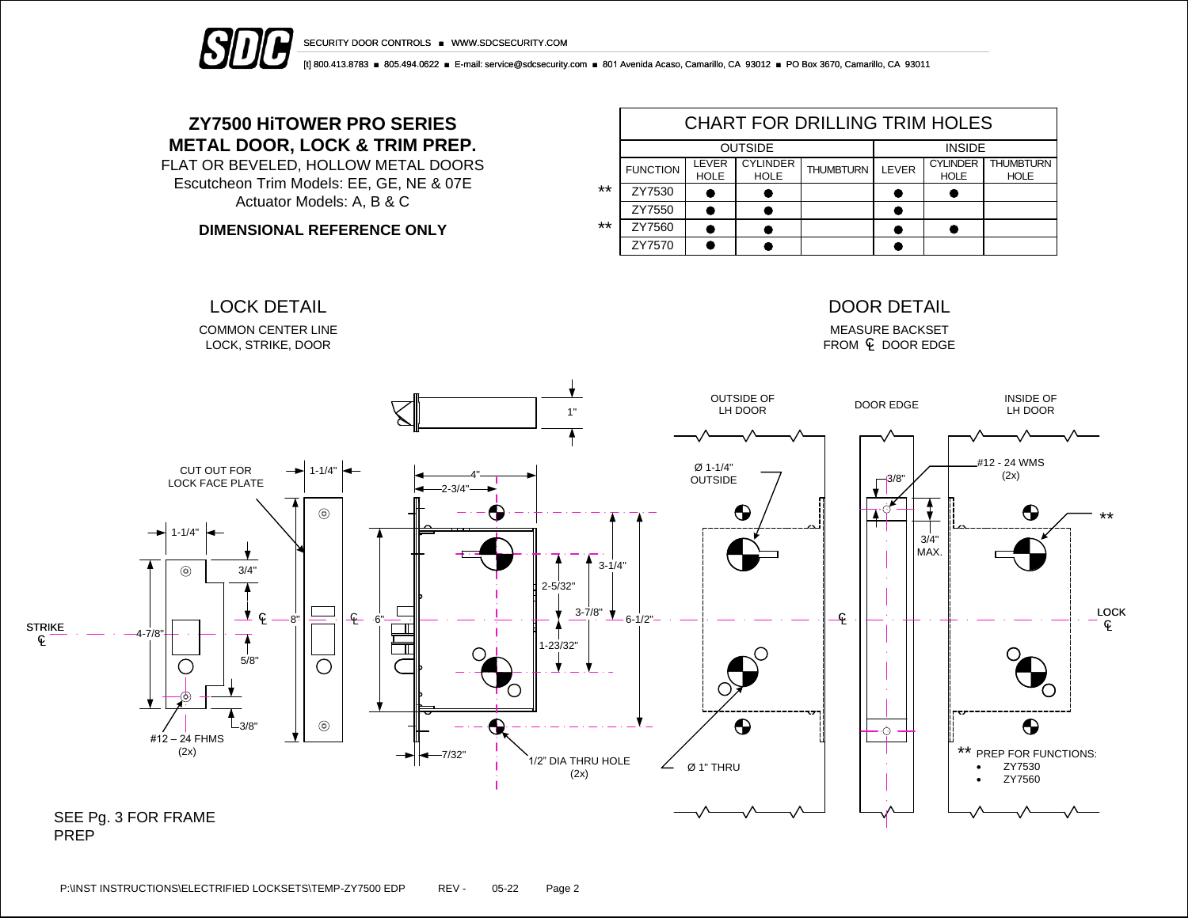SECURITY DOOR CONTROLS ■ WWW.SDCSECURITY.COM

[t] 800.413.8783 ■ 805.494.0622 ■ E-mail: service@sdcsecurity.com ■ 801 Avenida Acaso, Camarillo, CA 93012 ■ PO Box 3670, Camarillo, CA 93011

# ZY7500 HiTOWER PRO SERIES
# METAL DOOR, LOCK & TRIM PREP.

FLAT OR BEVELED, HOLLOW METAL DOORS
Escutcheon Trim Models: EE, GE, NE & 07E
Actuator Models: A, B & C

**DIMENSIONAL REFERENCE ONLY**

## CHART FOR DRILLING TRIM HOLES

| | OUTSIDE | | | | INSIDE | | |
|---|---|---|---|---|---|---|---|
| FUNCTION | LEVER HOLE | CYLINDER HOLE | THUMBTURN | LEVER | CYLINDER HOLE | THUMBTURN HOLE |
| ** ZY7530 | ● | ● | | ● | ● | |
| ZY7550 | ● | ● | | ● | | |
| ** ZY7560 | ● | ● | | ● | ● | |
| ZY7570 | ● | ● | | ● | | |

## LOCK DETAIL

COMMON CENTER LINE
LOCK, STRIKE, DOOR

## DOOR DETAIL

MEASURE BACKSET
FROM ℄ DOOR EDGE

OUTSIDE OF LH DOOR — DOOR EDGE — INSIDE OF LH DOOR

CUT OUT FOR LOCK FACE PLATE

1", 1-1/4", 4", 2-3/4", 3/4", 4-7/8", 5/8", 3/8", 8", 6", 2-5/32", 3-1/4", 3-7/8", 6-1/2", 1-23/32", 7/32", 3/8", 3/4" MAX.

STRIKE ℄ — LOCK ℄

#12 – 24 FHMS (2x)

1/2" DIA THRU HOLE (2x)

Ø 1-1/4" OUTSIDE

Ø 1" THRU

#12 - 24 WMS (2x)

** PREP FOR FUNCTIONS:

- ZY7530
- ZY7560

SEE Pg. 3 FOR FRAME PREP

P:\INST INSTRUCTIONS\ELECTRIFIED LOCKSETS\TEMP-ZY7500 EDP REV - 05-22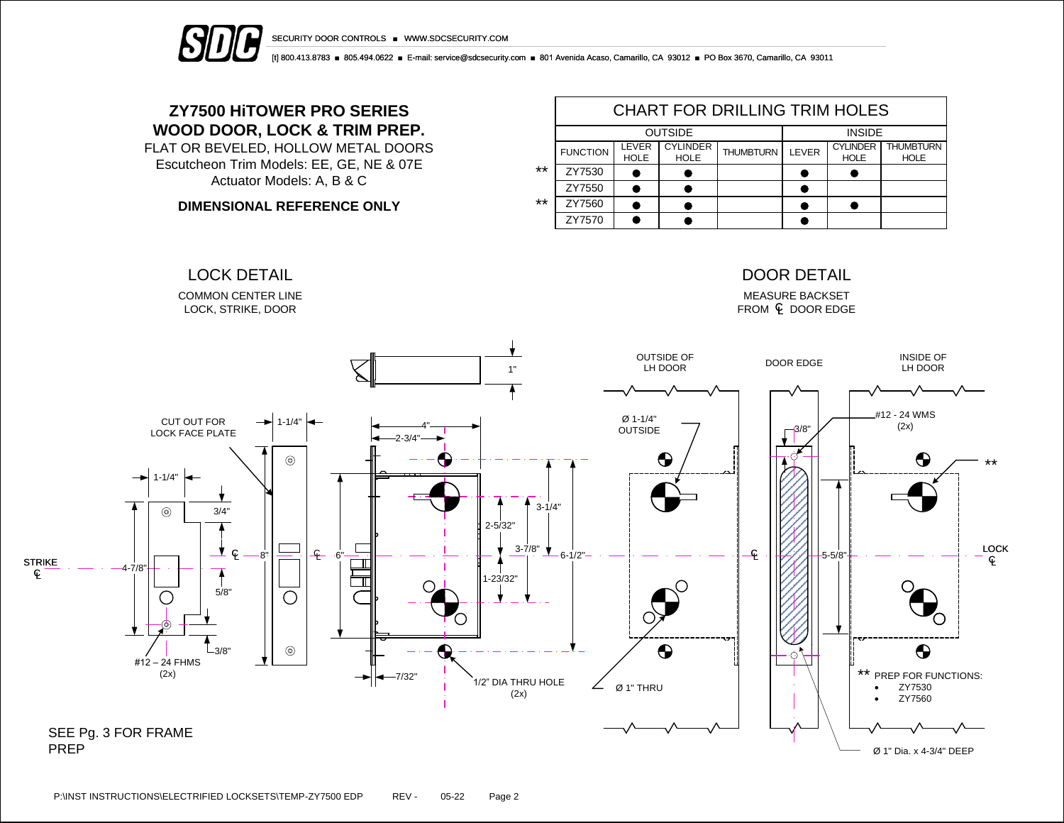# ZY7500 HiTOWER PRO SERIES
# WOOD DOOR, LOCK & TRIM PREP.

FLAT OR BEVELED, HOLLOW METAL DOORS
Escutcheon Trim Models: EE, GE, NE & 07E
Actuator Models: A, B & C

**DIMENSIONAL REFERENCE ONLY**

## CHART FOR DRILLING TRIM HOLES

| | OUTSIDE | | | | INSIDE | | |
|---|---|---|---|---|---|---|---|
| | FUNCTION | LEVER HOLE | CYLINDER HOLE | THUMBTURN | LEVER | CYLINDER HOLE | THUMBTURN HOLE |
| ** | ZY7530 | ● | ● | | ● | ● | |
| | ZY7550 | ● | ● | | ● | | |
| ** | ZY7560 | ● | ● | | ● | ● | |
| | ZY7570 | ● | ● | | ● | | |

## LOCK DETAIL

COMMON CENTER LINE
LOCK, STRIKE, DOOR

CUT OUT FOR LOCK FACE PLATE

1-1/4" · 1-1/4" · 3/4" · 4-7/8" · 5/8" · 3/8" · 8" · 4" · 2-3/4" · 6" · 1" · 3-1/4" · 2-5/32" · 3-7/8" · 6-1/2" · 1-23/32" · 7/32"

STRIKE ℄

#12 – 24 FHMS (2x)

1/2" DIA THRU HOLE (2x)

## DOOR DETAIL

MEASURE BACKSET FROM ℄ DOOR EDGE

OUTSIDE OF LH DOOR · DOOR EDGE · INSIDE OF LH DOOR

Ø 1-1/4" OUTSIDE

3/8"

#12 - 24 WMS (2x)

**

5-5/8"

LOCK ℄

Ø 1" THRU

** PREP FOR FUNCTIONS:
- ZY7530
- ZY7560

Ø 1" Dia. x 4-3/4" DEEP

SEE Pg. 3 FOR FRAME PREP

P:\INST INSTRUCTIONS\ELECTRIFIED LOCKSETS\TEMP-ZY7500 EDP REV - 05-22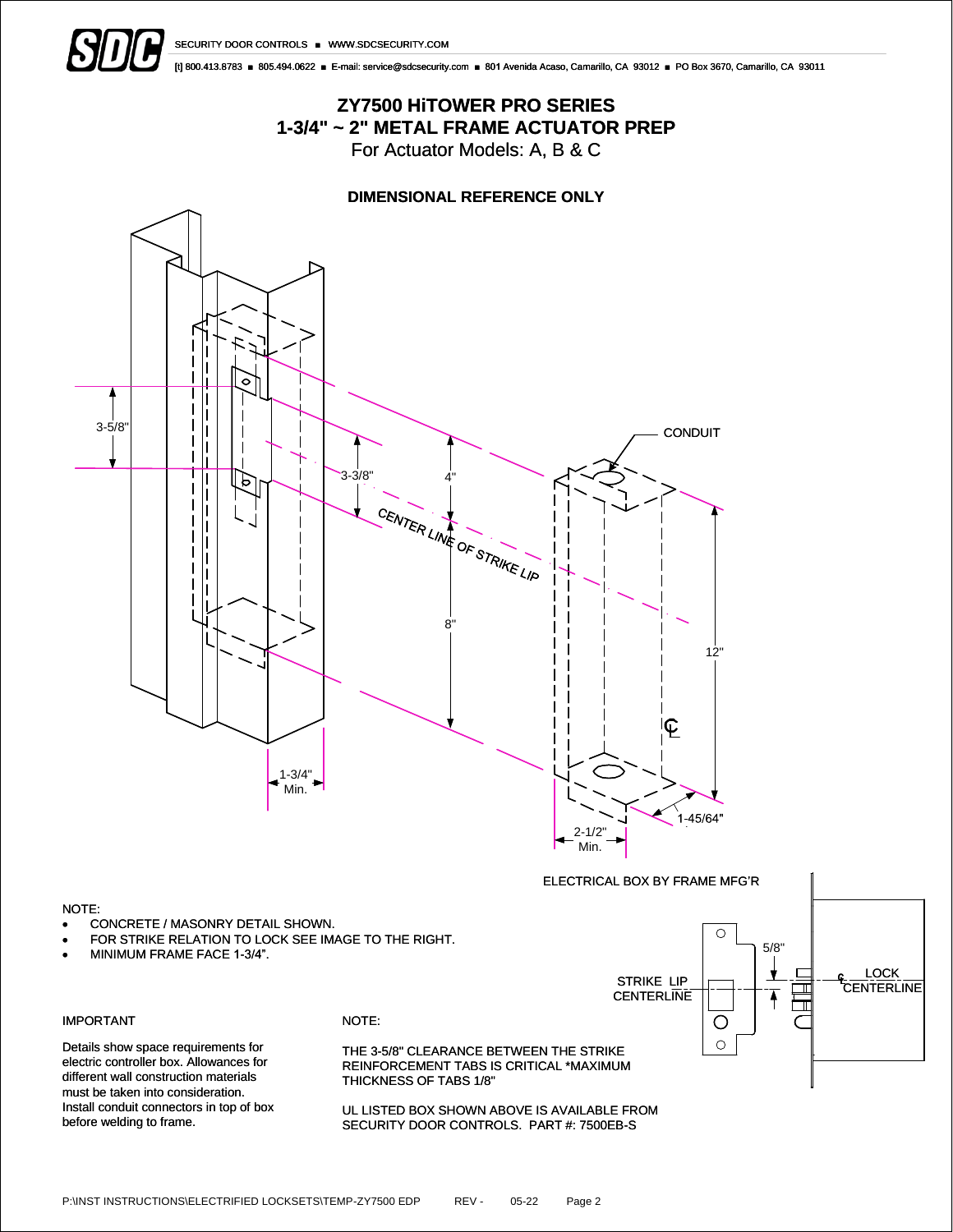# ZY7500 HiTOWER PRO SERIES

## 1-3/4" ~ 2" METAL FRAME ACTUATOR PREP

For Actuator Models: A, B & C

### DIMENSIONAL REFERENCE ONLY

3-5/8"

3-3/8"

4"

CENTER LINE OF STRIKE LIP

8"

CONDUIT

12"

1-3/4" Min.

2-1/2" Min.

1-45/64"

ELECTRICAL BOX BY FRAME MFG'R

5/8"

STRIKE LIP CENTERLINE

LOCK CENTERLINE

NOTE:

- CONCRETE / MASONRY DETAIL SHOWN.
- FOR STRIKE RELATION TO LOCK SEE IMAGE TO THE RIGHT.
- MINIMUM FRAME FACE 1-3/4".

IMPORTANT

Details show space requirements for electric controller box. Allowances for different wall construction materials must be taken into consideration. Install conduit connectors in top of box before welding to frame.

NOTE:

THE 3-5/8" CLEARANCE BETWEEN THE STRIKE REINFORCEMENT TABS IS CRITICAL *MAXIMUM THICKNESS OF TABS 1/8"

UL LISTED BOX SHOWN ABOVE IS AVAILABLE FROM SECURITY DOOR CONTROLS. PART #: 7500EB-S